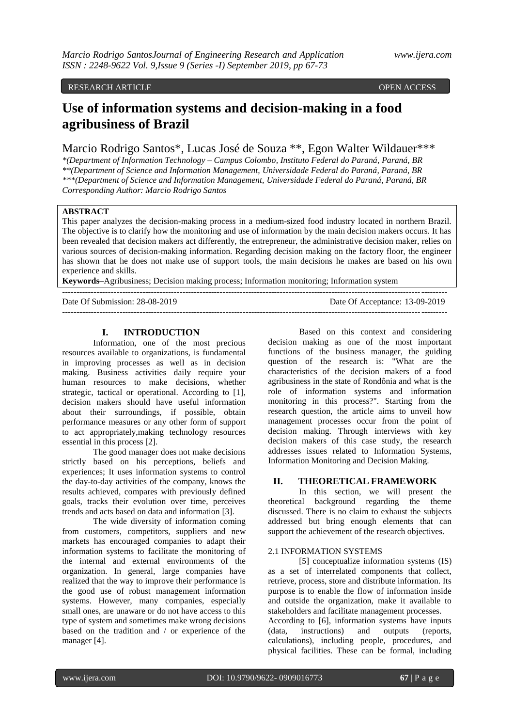RESEARCH ARTICLE OPEN ACCESS

# Use of information systems and decision-making in a food agribusiness of Brazil

Marcio Rodrigo Santos*, Lucas José de Souza **, Egon Walter Wildauer***

*(Department of Information Technology – Campus Colombo, Instituto Federal do Paraná, Paraná, BR
**(Department of Science and Information Management, Universidade Federal do Paraná, Paraná, BR
***(Department of Science and Information Management, Universidade Federal do Paraná, Paraná, BR
Corresponding Author: Marcio Rodrigo Santos

**ABSTRACT**

This paper analyzes the decision-making process in a medium-sized food industry located in northern Brazil. The objective is to clarify how the monitoring and use of information by the main decision makers occurs. It has been revealed that decision makers act differently, the entrepreneur, the administrative decision maker, relies on various sources of decision-making information. Regarding decision making on the factory floor, the engineer has shown that he does not make use of support tools, the main decisions he makes are based on his own experience and skills.

**Keywords**–Agribusiness; Decision making process; Information monitoring; Information system

Date Of Submission: 28-08-2019 Date Of Acceptance: 13-09-2019

## I. INTRODUCTION

Information, one of the most precious resources available to organizations, is fundamental in improving processes as well as in decision making. Business activities daily require your human resources to make decisions, whether strategic, tactical or operational. According to [1], decision makers should have useful information about their surroundings, if possible, obtain performance measures or any other form of support to act appropriately,making technology resources essential in this process [2].

The good manager does not make decisions strictly based on his perceptions, beliefs and experiences; It uses information systems to control the day-to-day activities of the company, knows the results achieved, compares with previously defined goals, tracks their evolution over time, perceives trends and acts based on data and information [3].

The wide diversity of information coming from customers, competitors, suppliers and new markets has encouraged companies to adapt their information systems to facilitate the monitoring of the internal and external environments of the organization. In general, large companies have realized that the way to improve their performance is the good use of robust management information systems. However, many companies, especially small ones, are unaware or do not have access to this type of system and sometimes make wrong decisions based on the tradition and / or experience of the manager [4].

Based on this context and considering decision making as one of the most important functions of the business manager, the guiding question of the research is: "What are the characteristics of the decision makers of a food agribusiness in the state of Rondônia and what is the role of information systems and information monitoring in this process?". Starting from the research question, the article aims to unveil how management processes occur from the point of decision making. Through interviews with key decision makers of this case study, the research addresses issues related to Information Systems, Information Monitoring and Decision Making.

## II. THEORETICAL FRAMEWORK

In this section, we will present the theoretical background regarding the theme discussed. There is no claim to exhaust the subjects addressed but bring enough elements that can support the achievement of the research objectives.

### 2.1 INFORMATION SYSTEMS

[5] conceptualize information systems (IS) as a set of interrelated components that collect, retrieve, process, store and distribute information. Its purpose is to enable the flow of information inside and outside the organization, make it available to stakeholders and facilitate management processes.

According to [6], information systems have inputs (data, instructions) and outputs (reports, calculations), including people, procedures, and physical facilities. These can be formal, including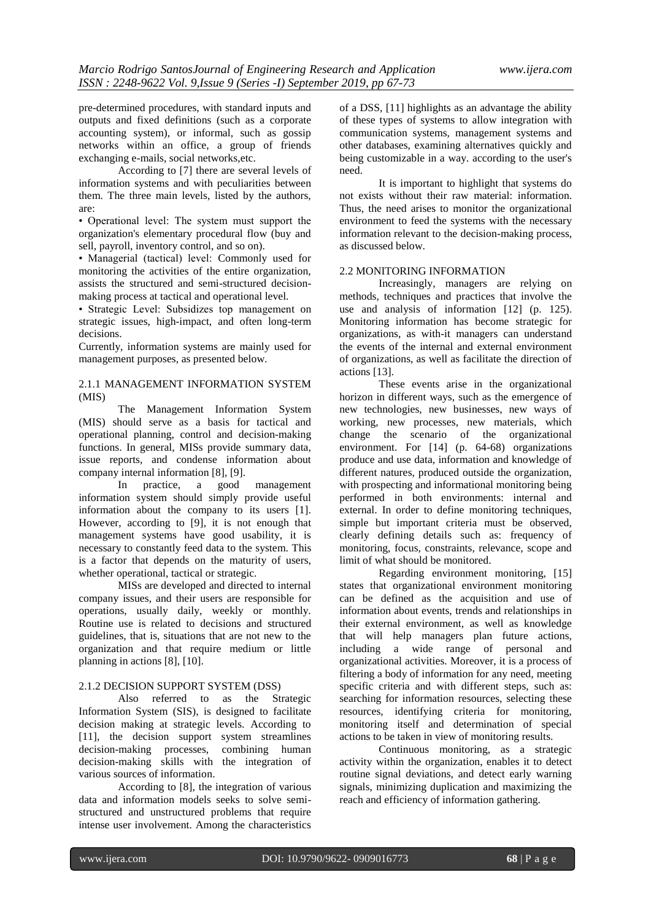pre-determined procedures, with standard inputs and outputs and fixed definitions (such as a corporate accounting system), or informal, such as gossip networks within an office, a group of friends exchanging e-mails, social networks,etc.

According to [7] there are several levels of information systems and with peculiarities between them. The three main levels, listed by the authors, are:

- Operational level: The system must support the organization's elementary procedural flow (buy and sell, payroll, inventory control, and so on).
- Managerial (tactical) level: Commonly used for monitoring the activities of the entire organization, assists the structured and semi-structured decision-making process at tactical and operational level.
- Strategic Level: Subsidizes top management on strategic issues, high-impact, and often long-term decisions.

Currently, information systems are mainly used for management purposes, as presented below.

### 2.1.1 MANAGEMENT INFORMATION SYSTEM (MIS)

The Management Information System (MIS) should serve as a basis for tactical and operational planning, control and decision-making functions. In general, MISs provide summary data, issue reports, and condense information about company internal information [8], [9].

In practice, a good management information system should simply provide useful information about the company to its users [1]. However, according to [9], it is not enough that management systems have good usability, it is necessary to constantly feed data to the system. This is a factor that depends on the maturity of users, whether operational, tactical or strategic.

MISs are developed and directed to internal company issues, and their users are responsible for operations, usually daily, weekly or monthly. Routine use is related to decisions and structured guidelines, that is, situations that are not new to the organization and that require medium or little planning in actions [8], [10].

### 2.1.2 DECISION SUPPORT SYSTEM (DSS)

Also referred to as the Strategic Information System (SIS), is designed to facilitate decision making at strategic levels. According to [11], the decision support system streamlines decision-making processes, combining human decision-making skills with the integration of various sources of information.

According to [8], the integration of various data and information models seeks to solve semi-structured and unstructured problems that require intense user involvement. Among the characteristics of a DSS, [11] highlights as an advantage the ability of these types of systems to allow integration with communication systems, management systems and other databases, examining alternatives quickly and being customizable in a way. according to the user's need.

It is important to highlight that systems do not exists without their raw material: information. Thus, the need arises to monitor the organizational environment to feed the systems with the necessary information relevant to the decision-making process, as discussed below.

## 2.2 MONITORING INFORMATION

Increasingly, managers are relying on methods, techniques and practices that involve the use and analysis of information [12] (p. 125). Monitoring information has become strategic for organizations, as with-it managers can understand the events of the internal and external environment of organizations, as well as facilitate the direction of actions [13].

These events arise in the organizational horizon in different ways, such as the emergence of new technologies, new businesses, new ways of working, new processes, new materials, which change the scenario of the organizational environment. For [14] (p. 64-68) organizations produce and use data, information and knowledge of different natures, produced outside the organization, with prospecting and informational monitoring being performed in both environments: internal and external. In order to define monitoring techniques, simple but important criteria must be observed, clearly defining details such as: frequency of monitoring, focus, constraints, relevance, scope and limit of what should be monitored.

Regarding environment monitoring, [15] states that organizational environment monitoring can be defined as the acquisition and use of information about events, trends and relationships in their external environment, as well as knowledge that will help managers plan future actions, including a wide range of personal and organizational activities. Moreover, it is a process of filtering a body of information for any need, meeting specific criteria and with different steps, such as: searching for information resources, selecting these resources, identifying criteria for monitoring, monitoring itself and determination of special actions to be taken in view of monitoring results.

Continuous monitoring, as a strategic activity within the organization, enables it to detect routine signal deviations, and detect early warning signals, minimizing duplication and maximizing the reach and efficiency of information gathering.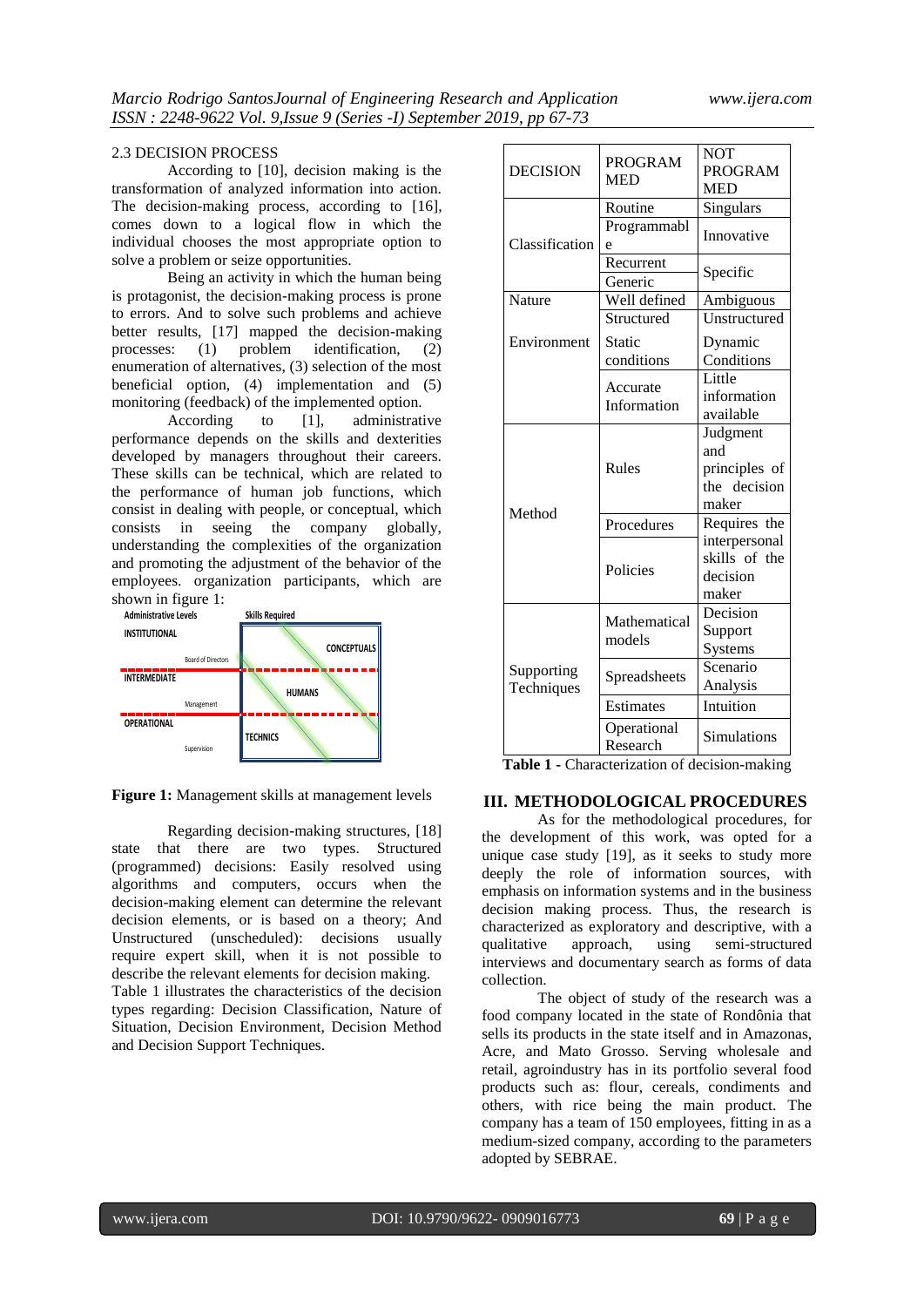2.3 DECISION PROCESS

According to [10], decision making is the transformation of analyzed information into action. The decision-making process, according to [16], comes down to a logical flow in which the individual chooses the most appropriate option to solve a problem or seize opportunities.

Being an activity in which the human being is protagonist, the decision-making process is prone to errors. And to solve such problems and achieve better results, [17] mapped the decision-making processes: (1) problem identification, (2) enumeration of alternatives, (3) selection of the most beneficial option, (4) implementation and (5) monitoring (feedback) of the implemented option.

According to [1], administrative performance depends on the skills and dexterities developed by managers throughout their careers. These skills can be technical, which are related to the performance of human job functions, which consist in dealing with people, or conceptual, which consists in seeing the company globally, understanding the complexities of the organization and promoting the adjustment of the behavior of the employees. organization participants, which are shown in figure 1:

Administrative Levels | Skills Required

INSTITUTIONAL — Board of Directors — CONCEPTUALS

INTERMEDIATE — Management — HUMANS

OPERATIONAL — Supervision — TECHNICS

**Figure 1:** Management skills at management levels

Regarding decision-making structures, [18] state that there are two types. Structured (programmed) decisions: Easily resolved using algorithms and computers, occurs when the decision-making element can determine the relevant decision elements, or is based on a theory; And Unstructured (unscheduled): decisions usually require expert skill, when it is not possible to describe the relevant elements for decision making.

Table 1 illustrates the characteristics of the decision types regarding: Decision Classification, Nature of Situation, Decision Environment, Decision Method and Decision Support Techniques.

| DECISION | PROGRAMMED | NOT PROGRAMMED |
|---|---|---|
| Classification | Routine | Singulars |
| | Programmable | Innovative |
| | Recurrent | Specific |
| | Generic | |
| Nature | Well defined | Ambiguous |
| | Structured | Unstructured |
| Environment | Static conditions | Dynamic Conditions |
| | Accurate Information | Little information available |
| Method | Rules | Judgment and principles of the decision maker |
| | Procedures | Requires the interpersonal skills of the decision maker |
| | Policies | |
| Supporting Techniques | Mathematical models | Decision Support Systems |
| | Spreadsheets | Scenario Analysis |
| | Estimates | Intuition |
| | Operational Research | Simulations |

**Table 1** - Characterization of decision-making

## III. METHODOLOGICAL PROCEDURES

As for the methodological procedures, for the development of this work, was opted for a unique case study [19], as it seeks to study more deeply the role of information sources, with emphasis on information systems and in the business decision making process. Thus, the research is characterized as exploratory and descriptive, with a qualitative approach, using semi-structured interviews and documentary search as forms of data collection.

The object of study of the research was a food company located in the state of Rondônia that sells its products in the state itself and in Amazonas, Acre, and Mato Grosso. Serving wholesale and retail, agroindustry has in its portfolio several food products such as: flour, cereals, condiments and others, with rice being the main product. The company has a team of 150 employees, fitting in as a medium-sized company, according to the parameters adopted by SEBRAE.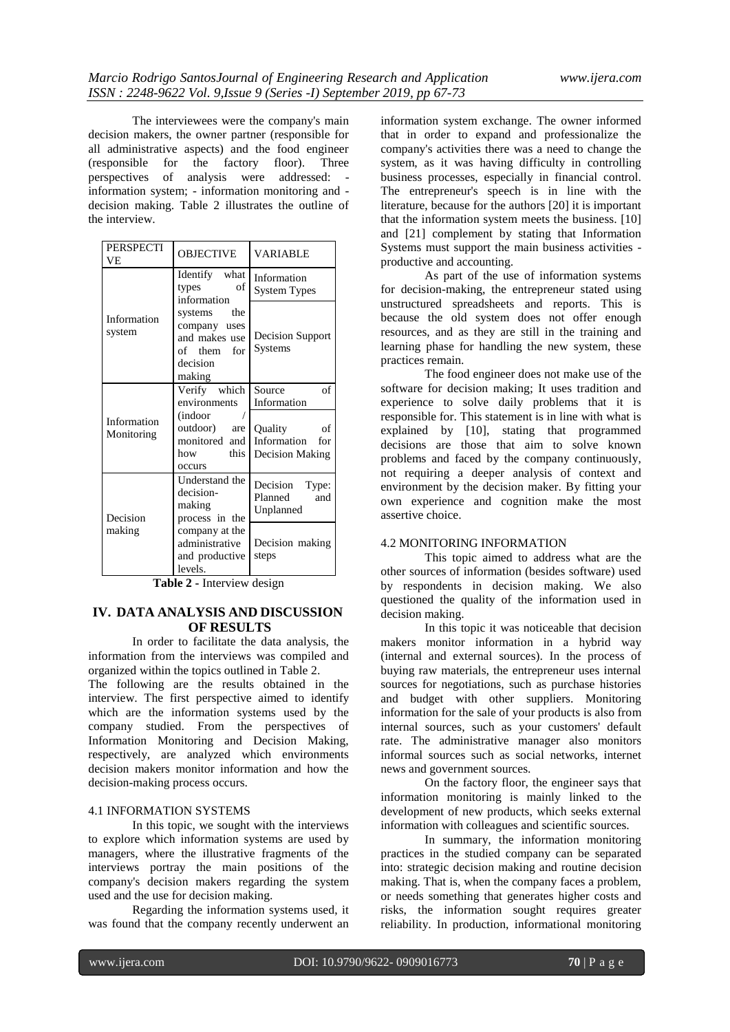The interviewees were the company's main decision makers, the owner partner (responsible for all administrative aspects) and the food engineer (responsible for the factory floor). Three perspectives of analysis were addressed: - information system; - information monitoring and - decision making. Table 2 illustrates the outline of the interview.

| PERSPECTIVE | OBJECTIVE | VARIABLE |
|---|---|---|
| Information system | Identify what types of information systems the company uses and makes use of them for decision making | Information System Types |
| | | Decision Support Systems |
| Information Monitoring | Verify which environments (indoor / outdoor) are monitored and how this occurs | Source of Information |
| | | Quality of Information for Decision Making |
| Decision making | Understand the decision-making process in the company at the administrative and productive levels. | Decision Type: Planned and Unplanned |
| | | Decision making steps |

**Table 2 -** Interview design

## IV. DATA ANALYSIS AND DISCUSSION OF RESULTS

In order to facilitate the data analysis, the information from the interviews was compiled and organized within the topics outlined in Table 2.

The following are the results obtained in the interview. The first perspective aimed to identify which are the information systems used by the company studied. From the perspectives of Information Monitoring and Decision Making, respectively, are analyzed which environments decision makers monitor information and how the decision-making process occurs.

### 4.1 INFORMATION SYSTEMS

In this topic, we sought with the interviews to explore which information systems are used by managers, where the illustrative fragments of the interviews portray the main positions of the company's decision makers regarding the system used and the use for decision making.

Regarding the information systems used, it was found that the company recently underwent an information system exchange. The owner informed that in order to expand and professionalize the company's activities there was a need to change the system, as it was having difficulty in controlling business processes, especially in financial control. The entrepreneur's speech is in line with the literature, because for the authors [20] it is important that the information system meets the business. [10] and [21] complement by stating that Information Systems must support the main business activities - productive and accounting.

As part of the use of information systems for decision-making, the entrepreneur stated using unstructured spreadsheets and reports. This is because the old system does not offer enough resources, and as they are still in the training and learning phase for handling the new system, these practices remain.

The food engineer does not make use of the software for decision making; It uses tradition and experience to solve daily problems that it is responsible for. This statement is in line with what is explained by [10], stating that programmed decisions are those that aim to solve known problems and faced by the company continuously, not requiring a deeper analysis of context and environment by the decision maker. By fitting your own experience and cognition make the most assertive choice.

### 4.2 MONITORING INFORMATION

This topic aimed to address what are the other sources of information (besides software) used by respondents in decision making. We also questioned the quality of the information used in decision making.

In this topic it was noticeable that decision makers monitor information in a hybrid way (internal and external sources). In the process of buying raw materials, the entrepreneur uses internal sources for negotiations, such as purchase histories and budget with other suppliers. Monitoring information for the sale of your products is also from internal sources, such as your customers' default rate. The administrative manager also monitors informal sources such as social networks, internet news and government sources.

On the factory floor, the engineer says that information monitoring is mainly linked to the development of new products, which seeks external information with colleagues and scientific sources.

In summary, the information monitoring practices in the studied company can be separated into: strategic decision making and routine decision making. That is, when the company faces a problem, or needs something that generates higher costs and risks, the information sought requires greater reliability. In production, informational monitoring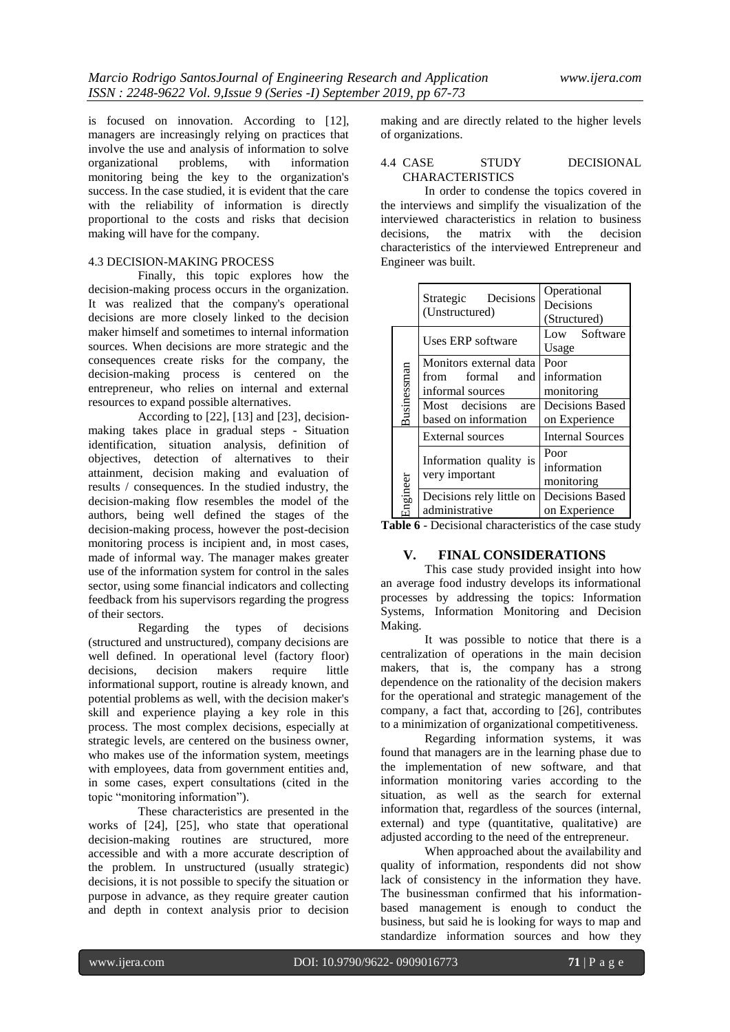is focused on innovation. According to [12], managers are increasingly relying on practices that involve the use and analysis of information to solve organizational problems, with information monitoring being the key to the organization's success. In the case studied, it is evident that the care with the reliability of information is directly proportional to the costs and risks that decision making will have for the company.

### 4.3 DECISION-MAKING PROCESS

Finally, this topic explores how the decision-making process occurs in the organization. It was realized that the company's operational decisions are more closely linked to the decision maker himself and sometimes to internal information sources. When decisions are more strategic and the consequences create risks for the company, the decision-making process is centered on the entrepreneur, who relies on internal and external resources to expand possible alternatives.

According to [22], [13] and [23], decision-making takes place in gradual steps - Situation identification, situation analysis, definition of objectives, detection of alternatives to their attainment, decision making and evaluation of results / consequences. In the studied industry, the decision-making flow resembles the model of the authors, being well defined the stages of the decision-making process, however the post-decision monitoring process is incipient and, in most cases, made of informal way. The manager makes greater use of the information system for control in the sales sector, using some financial indicators and collecting feedback from his supervisors regarding the progress of their sectors.

Regarding the types of decisions (structured and unstructured), company decisions are well defined. In operational level (factory floor) decisions, decision makers require little informational support, routine is already known, and potential problems as well, with the decision maker's skill and experience playing a key role in this process. The most complex decisions, especially at strategic levels, are centered on the business owner, who makes use of the information system, meetings with employees, data from government entities and, in some cases, expert consultations (cited in the topic "monitoring information").

These characteristics are presented in the works of [24], [25], who state that operational decision-making routines are structured, more accessible and with a more accurate description of the problem. In unstructured (usually strategic) decisions, it is not possible to specify the situation or purpose in advance, as they require greater caution and depth in context analysis prior to decision making and are directly related to the higher levels of organizations.

### 4.4 CASE STUDY DECISIONAL CHARACTERISTICS

In order to condense the topics covered in the interviews and simplify the visualization of the interviewed characteristics in relation to business decisions, the matrix with the decision characteristics of the interviewed Entrepreneur and Engineer was built.

| | Strategic Decisions (Unstructured) | Operational Decisions (Structured) |
|---|---|---|
| Businessman | Uses ERP software | Low Software Usage |
| | Monitors external data from formal and informal sources | Poor information monitoring |
| | Most decisions are based on information | Decisions Based on Experience |
| Engineer | External sources | Internal Sources |
| | Information quality is very important | Poor information monitoring |
| | Decisions rely little on administrative | Decisions Based on Experience |

**Table 6** - Decisional characteristics of the case study

## V. FINAL CONSIDERATIONS

This case study provided insight into how an average food industry develops its informational processes by addressing the topics: Information Systems, Information Monitoring and Decision Making.

It was possible to notice that there is a centralization of operations in the main decision makers, that is, the company has a strong dependence on the rationality of the decision makers for the operational and strategic management of the company, a fact that, according to [26], contributes to a minimization of organizational competitiveness.

Regarding information systems, it was found that managers are in the learning phase due to the implementation of new software, and that information monitoring varies according to the situation, as well as the search for external information that, regardless of the sources (internal, external) and type (quantitative, qualitative) are adjusted according to the need of the entrepreneur.

When approached about the availability and quality of information, respondents did not show lack of consistency in the information they have. The businessman confirmed that his information-based management is enough to conduct the business, but said he is looking for ways to map and standardize information sources and how they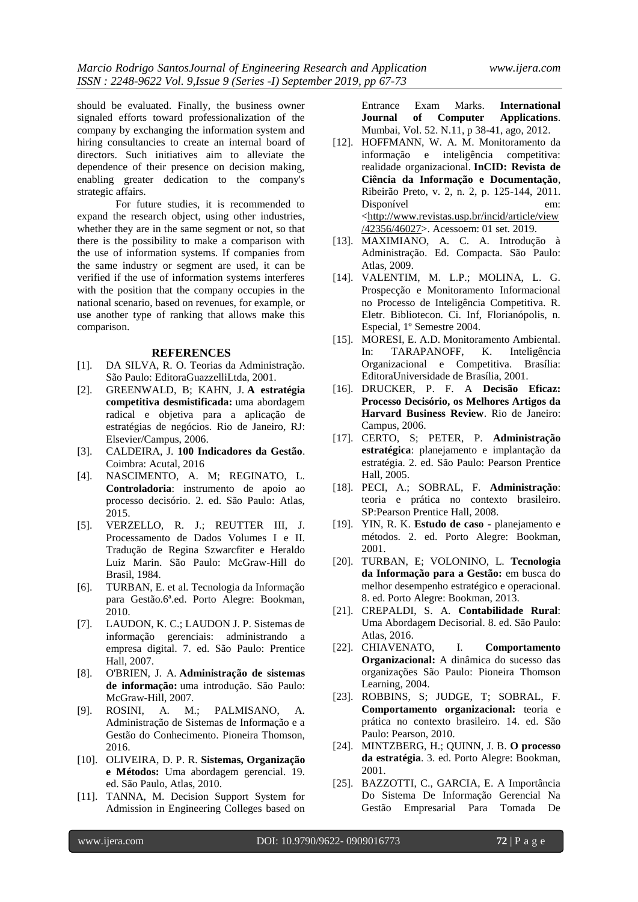should be evaluated. Finally, the business owner signaled efforts toward professionalization of the company by exchanging the information system and hiring consultancies to create an internal board of directors. Such initiatives aim to alleviate the dependence of their presence on decision making, enabling greater dedication to the company's strategic affairs.

For future studies, it is recommended to expand the research object, using other industries, whether they are in the same segment or not, so that there is the possibility to make a comparison with the use of information systems. If companies from the same industry or segment are used, it can be verified if the use of information systems interferes with the position that the company occupies in the national scenario, based on revenues, for example, or use another type of ranking that allows make this comparison.

## REFERENCES

[1]. DA SILVA, R. O. Teorias da Administração. São Paulo: EditoraGuazzelliLtda, 2001.

[2]. GREENWALD, B; KAHN, J. **A estratégia competitiva desmistificada:** uma abordagem radical e objetiva para a aplicação de estratégias de negócios. Rio de Janeiro, RJ: Elsevier/Campus, 2006.

[3]. CALDEIRA, J. **100 Indicadores da Gestão**. Coimbra: Acutal, 2016

[4]. NASCIMENTO, A. M; REGINATO, L. **Controladoria**: instrumento de apoio ao processo decisório. 2. ed. São Paulo: Atlas, 2015.

[5]. VERZELLO, R. J.; REUTTER III, J. Processamento de Dados Volumes I e II. Tradução de Regina Szwarcfiter e Heraldo Luiz Marin. São Paulo: McGraw-Hill do Brasil, 1984.

[6]. TURBAN, E. et al. Tecnologia da Informação para Gestão.6ª.ed. Porto Alegre: Bookman, 2010.

[7]. LAUDON, K. C.; LAUDON J. P. Sistemas de informação gerenciais: administrando a empresa digital. 7. ed. São Paulo: Prentice Hall, 2007.

[8]. O'BRIEN, J. A. **Administração de sistemas de informação:** uma introdução. São Paulo: McGraw-Hill, 2007.

[9]. ROSINI, A. M.; PALMISANO, A. Administração de Sistemas de Informação e a Gestão do Conhecimento. Pioneira Thomson, 2016.

[10]. OLIVEIRA, D. P. R. **Sistemas, Organização e Métodos:** Uma abordagem gerencial. 19. ed. São Paulo, Atlas, 2010.

[11]. TANNA, M. Decision Support System for Admission in Engineering Colleges based on Entrance Exam Marks. **International Journal of Computer Applications**. Mumbai, Vol. 52. N.11, p 38-41, ago, 2012.

[12]. HOFFMANN, W. A. M. Monitoramento da informação e inteligência competitiva: realidade organizacional. **InCID: Revista de Ciência da Informação e Documentação**, Ribeirão Preto, v. 2, n. 2, p. 125-144, 2011. Disponível em: <http://www.revistas.usp.br/incid/article/view/42356/46027>. Acessoem: 01 set. 2019.

[13]. MAXIMIANO, A. C. A. Introdução à Administração. Ed. Compacta. São Paulo: Atlas, 2009.

[14]. VALENTIM, M. L.P.; MOLINA, L. G. Prospecção e Monitoramento Informacional no Processo de Inteligência Competitiva. R. Eletr. Bibliotecon. Ci. Inf, Florianópolis, n. Especial, 1º Semestre 2004.

[15]. MORESI, E. A.D. Monitoramento Ambiental. In: TARAPANOFF, K. Inteligência Organizacional e Competitiva. Brasília: EditoraUniversidade de Brasília, 2001.

[16]. DRUCKER, P. F. A **Decisão Eficaz: Processo Decisório, os Melhores Artigos da Harvard Business Review**. Rio de Janeiro: Campus, 2006.

[17]. CERTO, S; PETER, P. **Administração estratégica**: planejamento e implantação da estratégia. 2. ed. São Paulo: Pearson Prentice Hall, 2005.

[18]. PECI, A.; SOBRAL, F. **Administração**: teoria e prática no contexto brasileiro. SP:Pearson Prentice Hall, 2008.

[19]. YIN, R. K. **Estudo de caso** - planejamento e métodos. 2. ed. Porto Alegre: Bookman, 2001.

[20]. TURBAN, E; VOLONINO, L. **Tecnologia da Informação para a Gestão:** em busca do melhor desempenho estratégico e operacional. 8. ed. Porto Alegre: Bookman, 2013.

[21]. CREPALDI, S. A. **Contabilidade Rural**: Uma Abordagem Decisorial. 8. ed. São Paulo: Atlas, 2016.

[22]. CHIAVENATO, I. **Comportamento Organizacional:** A dinâmica do sucesso das organizações São Paulo: Pioneira Thomson Learning, 2004.

[23]. ROBBINS, S; JUDGE, T; SOBRAL, F. **Comportamento organizacional:** teoria e prática no contexto brasileiro. 14. ed. São Paulo: Pearson, 2010.

[24]. MINTZBERG, H.; QUINN, J. B. **O processo da estratégia**. 3. ed. Porto Alegre: Bookman, 2001.

[25]. BAZZOTTI, C., GARCIA, E. A Importância Do Sistema De Informação Gerencial Na Gestão Empresarial Para Tomada De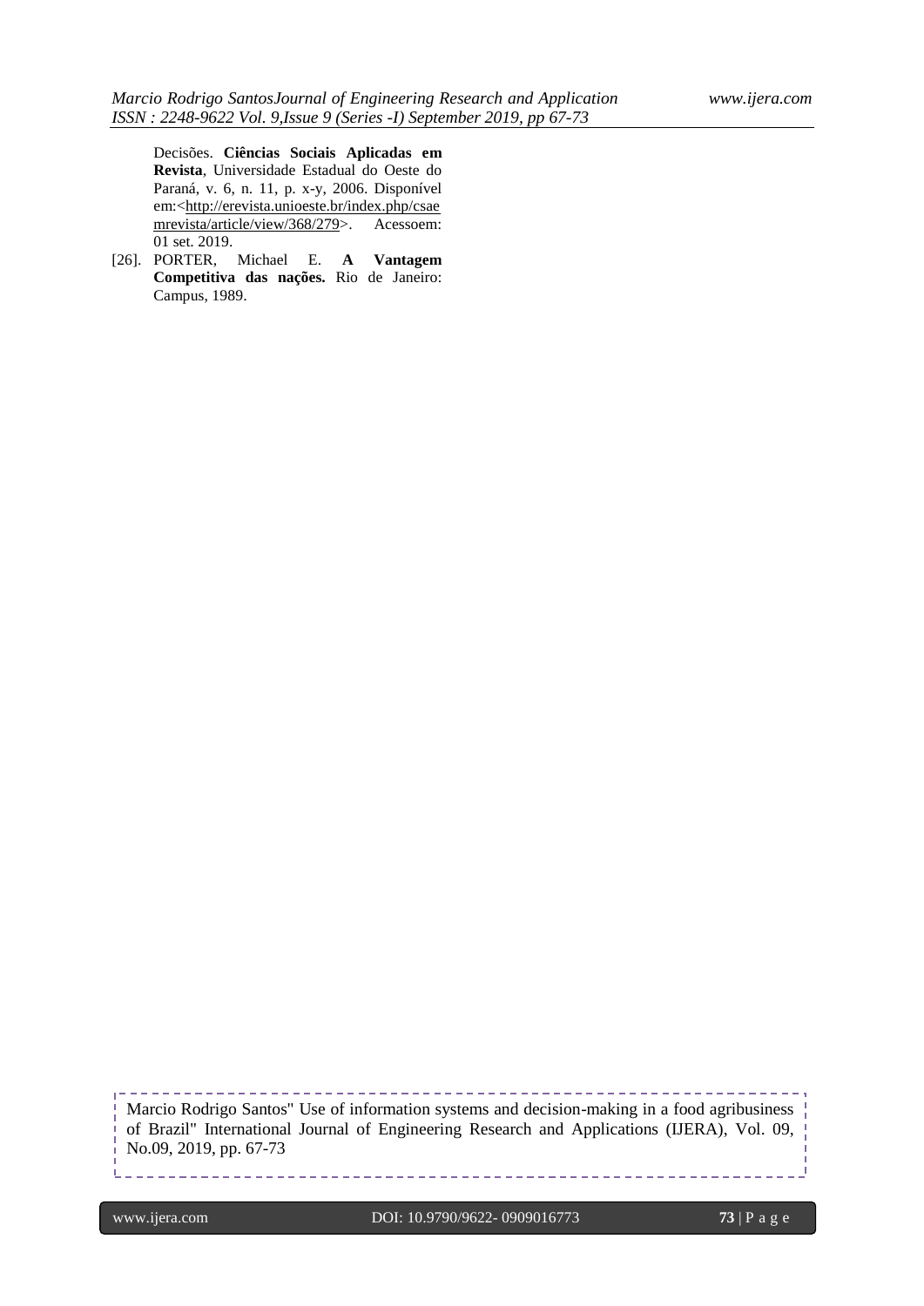Decisões. **Ciências Sociais Aplicadas em Revista**, Universidade Estadual do Oeste do Paraná, v. 6, n. 11, p. x-y, 2006. Disponível em:<http://erevista.unioeste.br/index.php/csaemrevista/article/view/368/279>. Acessoem: 01 set. 2019.

[26]. PORTER, Michael E. **A Vantagem Competitiva das nações.** Rio de Janeiro: Campus, 1989.

Marcio Rodrigo Santos" Use of information systems and decision-making in a food agribusiness of Brazil" International Journal of Engineering Research and Applications (IJERA), Vol. 09, No.09, 2019, pp. 67-73